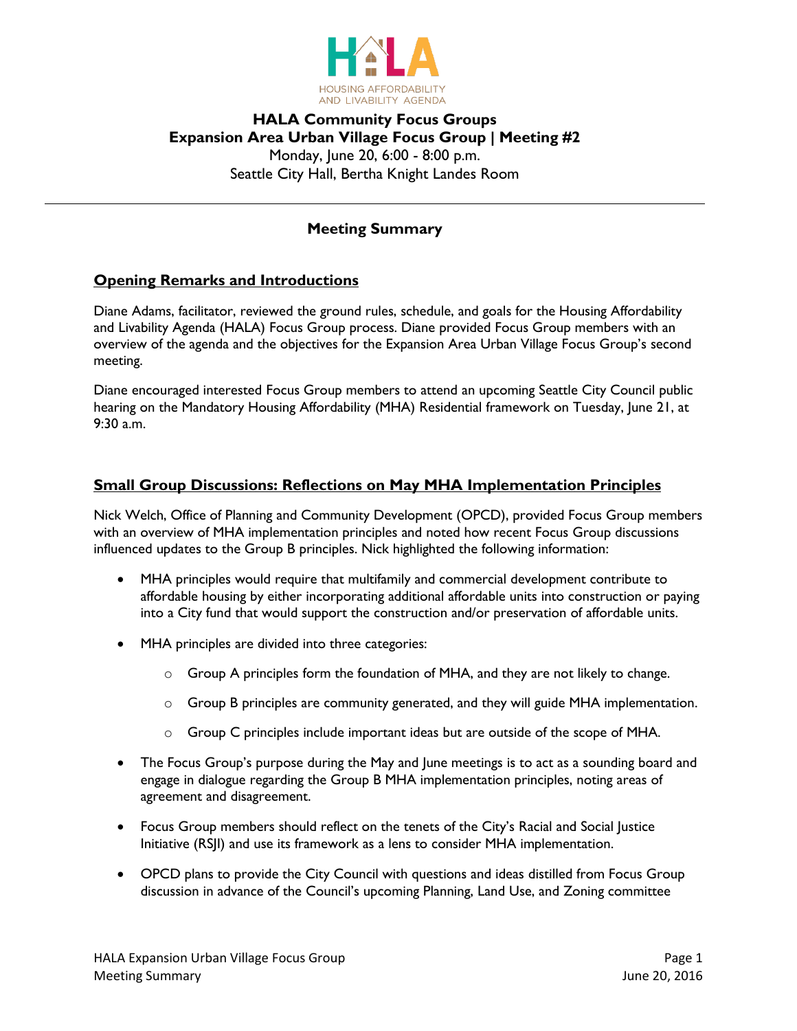HOUSING AFFORDABILITY AND LIVABILITY AGENDA

# HALA Community Focus Groups
## Expansion Area Urban Village Focus Group | Meeting #2

Monday, June 20, 6:00 - 8:00 p.m.
Seattle City Hall, Bertha Knight Landes Room

---

## Meeting Summary

### Opening Remarks and Introductions

Diane Adams, facilitator, reviewed the ground rules, schedule, and goals for the Housing Affordability and Livability Agenda (HALA) Focus Group process. Diane provided Focus Group members with an overview of the agenda and the objectives for the Expansion Area Urban Village Focus Group's second meeting.

Diane encouraged interested Focus Group members to attend an upcoming Seattle City Council public hearing on the Mandatory Housing Affordability (MHA) Residential framework on Tuesday, June 21, at 9:30 a.m.

### Small Group Discussions: Reflections on May MHA Implementation Principles

Nick Welch, Office of Planning and Community Development (OPCD), provided Focus Group members with an overview of MHA implementation principles and noted how recent Focus Group discussions influenced updates to the Group B principles. Nick highlighted the following information:

- MHA principles would require that multifamily and commercial development contribute to affordable housing by either incorporating additional affordable units into construction or paying into a City fund that would support the construction and/or preservation of affordable units.
- MHA principles are divided into three categories:
  - Group A principles form the foundation of MHA, and they are not likely to change.
  - Group B principles are community generated, and they will guide MHA implementation.
  - Group C principles include important ideas but are outside of the scope of MHA.
- The Focus Group's purpose during the May and June meetings is to act as a sounding board and engage in dialogue regarding the Group B MHA implementation principles, noting areas of agreement and disagreement.
- Focus Group members should reflect on the tenets of the City's Racial and Social Justice Initiative (RSJI) and use its framework as a lens to consider MHA implementation.
- OPCD plans to provide the City Council with questions and ideas distilled from Focus Group discussion in advance of the Council's upcoming Planning, Land Use, and Zoning committee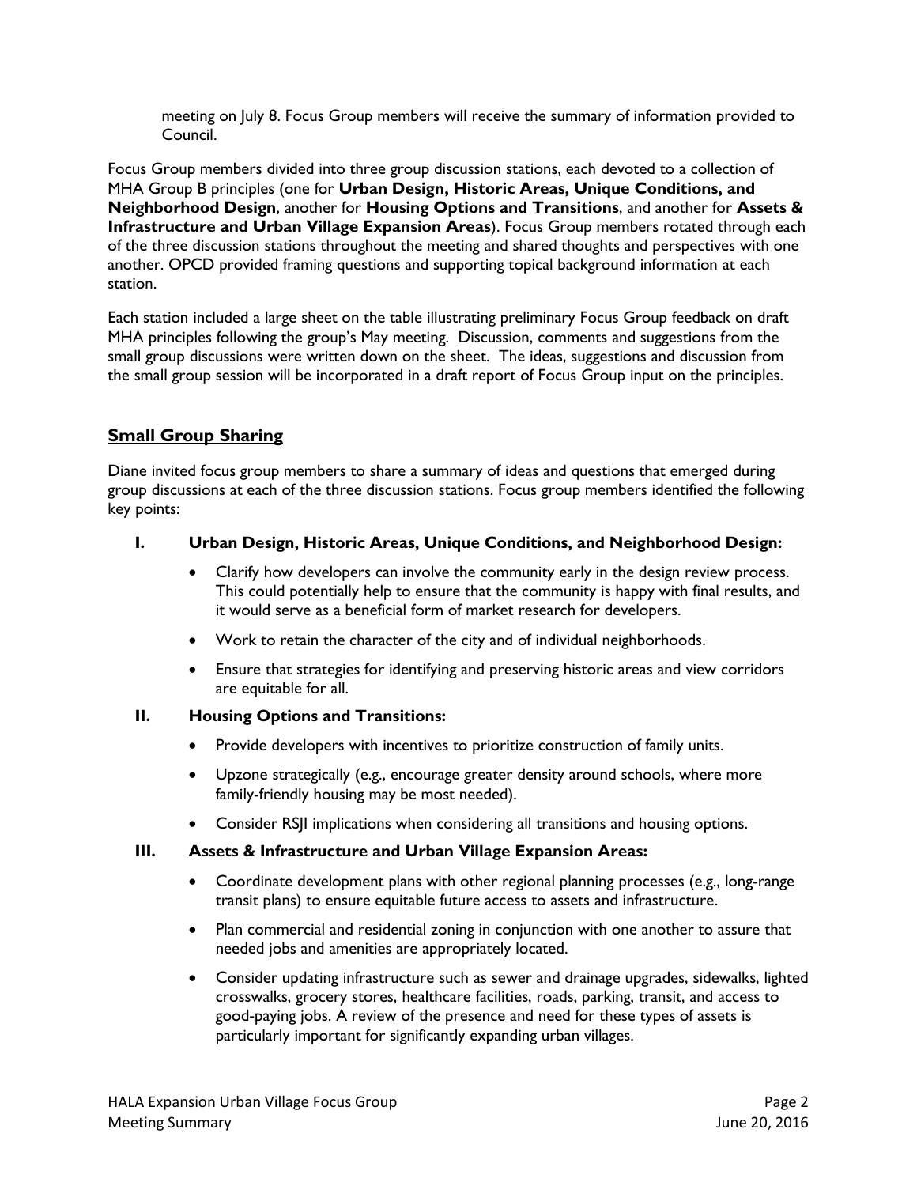meeting on July 8. Focus Group members will receive the summary of information provided to Council.

Focus Group members divided into three group discussion stations, each devoted to a collection of MHA Group B principles (one for **Urban Design, Historic Areas, Unique Conditions, and Neighborhood Design**, another for **Housing Options and Transitions**, and another for **Assets & Infrastructure and Urban Village Expansion Areas**). Focus Group members rotated through each of the three discussion stations throughout the meeting and shared thoughts and perspectives with one another. OPCD provided framing questions and supporting topical background information at each station.

Each station included a large sheet on the table illustrating preliminary Focus Group feedback on draft MHA principles following the group's May meeting. Discussion, comments and suggestions from the small group discussions were written down on the sheet. The ideas, suggestions and discussion from the small group session will be incorporated in a draft report of Focus Group input on the principles.

## Small Group Sharing

Diane invited focus group members to share a summary of ideas and questions that emerged during group discussions at each of the three discussion stations. Focus group members identified the following key points:

### I. Urban Design, Historic Areas, Unique Conditions, and Neighborhood Design:

- Clarify how developers can involve the community early in the design review process. This could potentially help to ensure that the community is happy with final results, and it would serve as a beneficial form of market research for developers.
- Work to retain the character of the city and of individual neighborhoods.
- Ensure that strategies for identifying and preserving historic areas and view corridors are equitable for all.

### II. Housing Options and Transitions:

- Provide developers with incentives to prioritize construction of family units.
- Upzone strategically (e.g., encourage greater density around schools, where more family-friendly housing may be most needed).
- Consider RSJI implications when considering all transitions and housing options.

### III. Assets & Infrastructure and Urban Village Expansion Areas:

- Coordinate development plans with other regional planning processes (e.g., long-range transit plans) to ensure equitable future access to assets and infrastructure.
- Plan commercial and residential zoning in conjunction with one another to assure that needed jobs and amenities are appropriately located.
- Consider updating infrastructure such as sewer and drainage upgrades, sidewalks, lighted crosswalks, grocery stores, healthcare facilities, roads, parking, transit, and access to good-paying jobs. A review of the presence and need for these types of assets is particularly important for significantly expanding urban villages.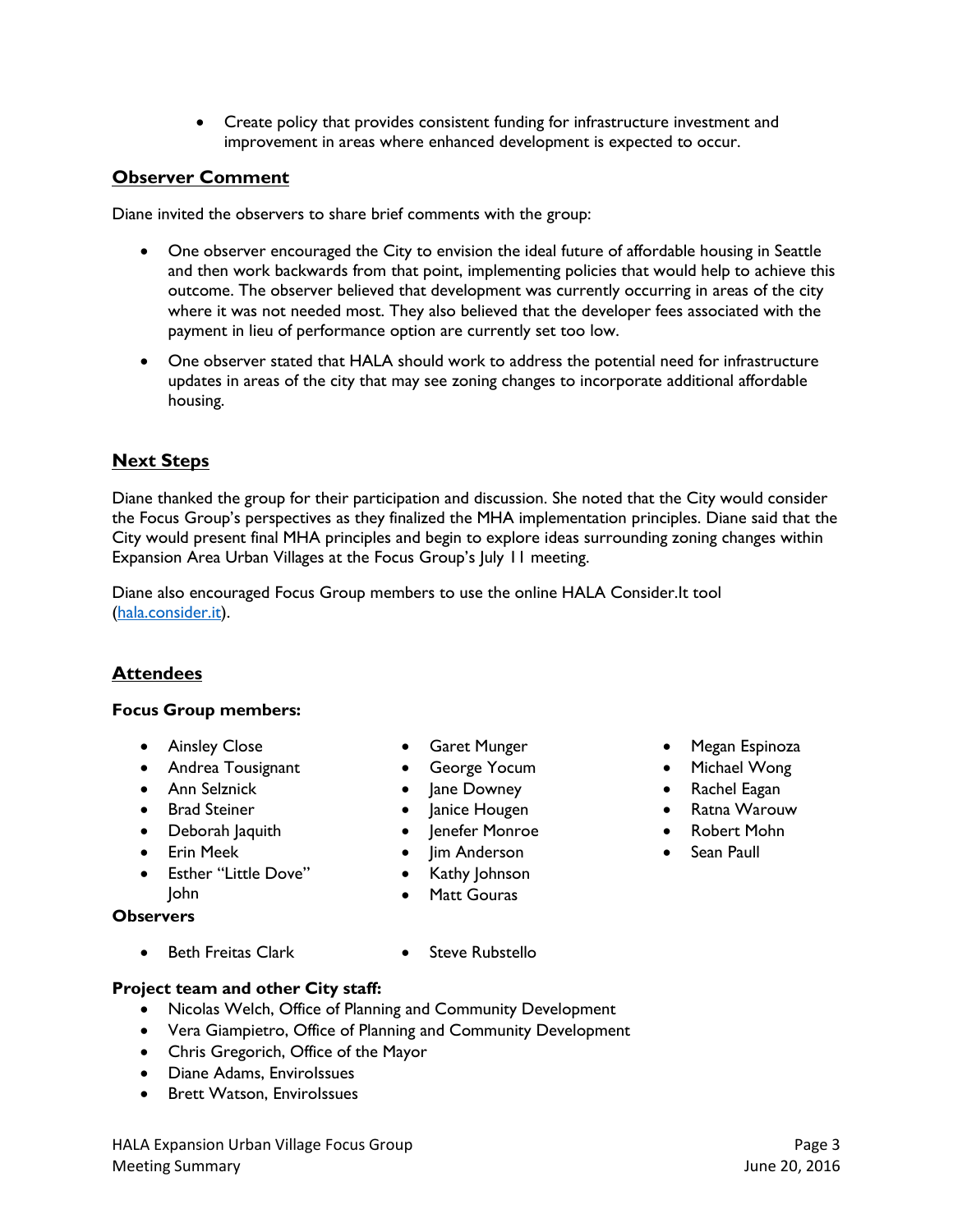- Create policy that provides consistent funding for infrastructure investment and improvement in areas where enhanced development is expected to occur.

## Observer Comment

Diane invited the observers to share brief comments with the group:

- One observer encouraged the City to envision the ideal future of affordable housing in Seattle and then work backwards from that point, implementing policies that would help to achieve this outcome. The observer believed that development was currently occurring in areas of the city where it was not needed most. They also believed that the developer fees associated with the payment in lieu of performance option are currently set too low.
- One observer stated that HALA should work to address the potential need for infrastructure updates in areas of the city that may see zoning changes to incorporate additional affordable housing.

## Next Steps

Diane thanked the group for their participation and discussion. She noted that the City would consider the Focus Group's perspectives as they finalized the MHA implementation principles. Diane said that the City would present final MHA principles and begin to explore ideas surrounding zoning changes within Expansion Area Urban Villages at the Focus Group's July 11 meeting.

Diane also encouraged Focus Group members to use the online HALA Consider.It tool ([hala.consider.it](hala.consider.it)).

## Attendees

**Focus Group members:**

- Ainsley Close
- Andrea Tousignant
- Ann Selznick
- Brad Steiner
- Deborah Jaquith
- Erin Meek
- Esther "Little Dove" John
- Garet Munger
- George Yocum
- Jane Downey
- Janice Hougen
- Jenefer Monroe
- Jim Anderson
- Kathy Johnson
- Matt Gouras
- Megan Espinoza
- Michael Wong
- Rachel Eagan
- Ratna Warouw
- Robert Mohn
- Sean Paull

**Observers**

- Beth Freitas Clark
- Steve Rubstello

**Project team and other City staff:**

- Nicolas Welch, Office of Planning and Community Development
- Vera Giampietro, Office of Planning and Community Development
- Chris Gregorich, Office of the Mayor
- Diane Adams, EnviroIssues
- Brett Watson, EnviroIssues